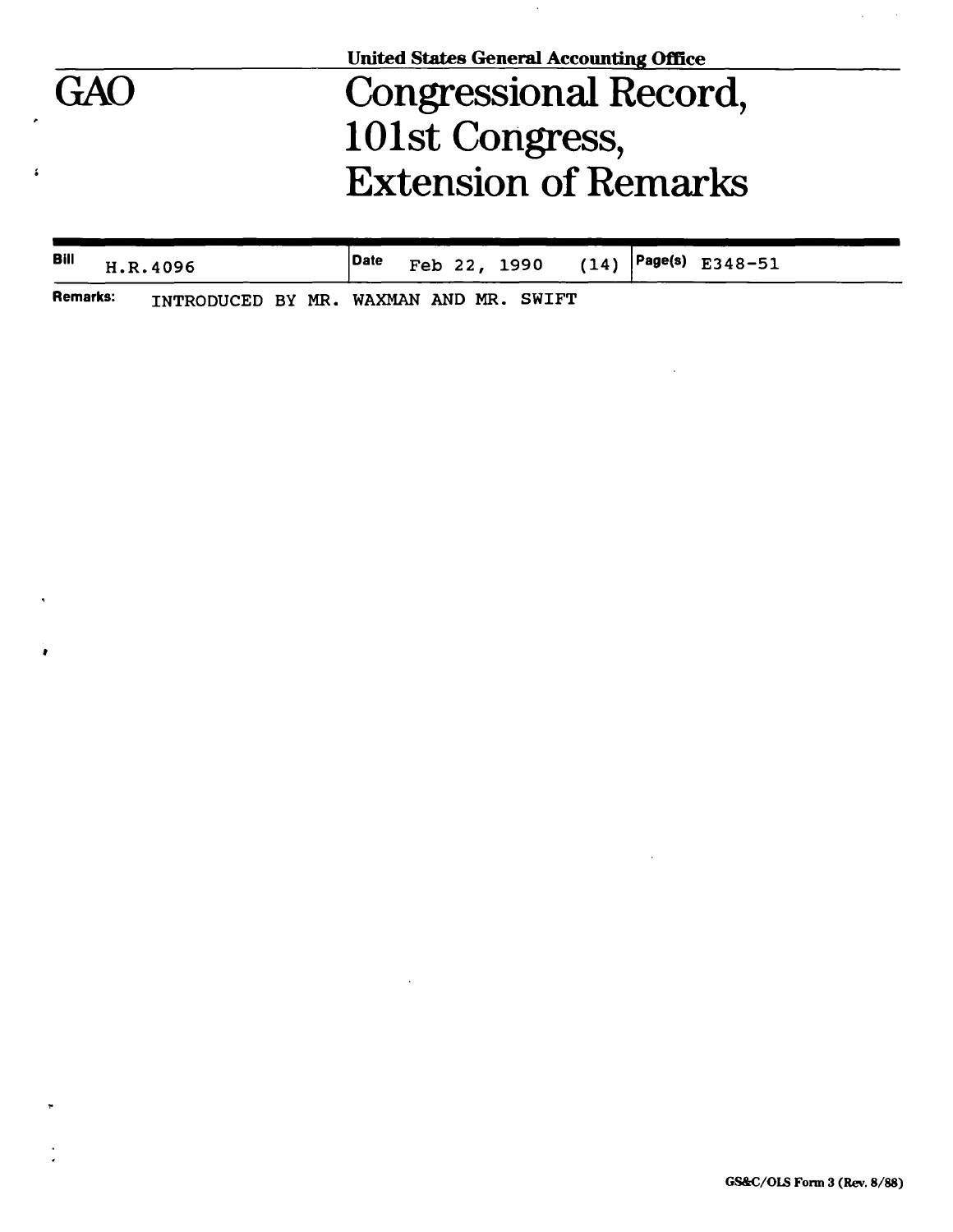United States General Accounting Office

# GAO

# Congressional Record, 101st Congress, Extension of Remarks

| Bill | Date | | Page(s) |
|---|---|---|---|
| H.R.4096 | Feb 22, 1990 | (14) | E348-51 |

**Remarks:** INTRODUCED BY MR. WAXMAN AND MR. SWIFT

GS&C/OLS Form 3 (Rev. 8/88)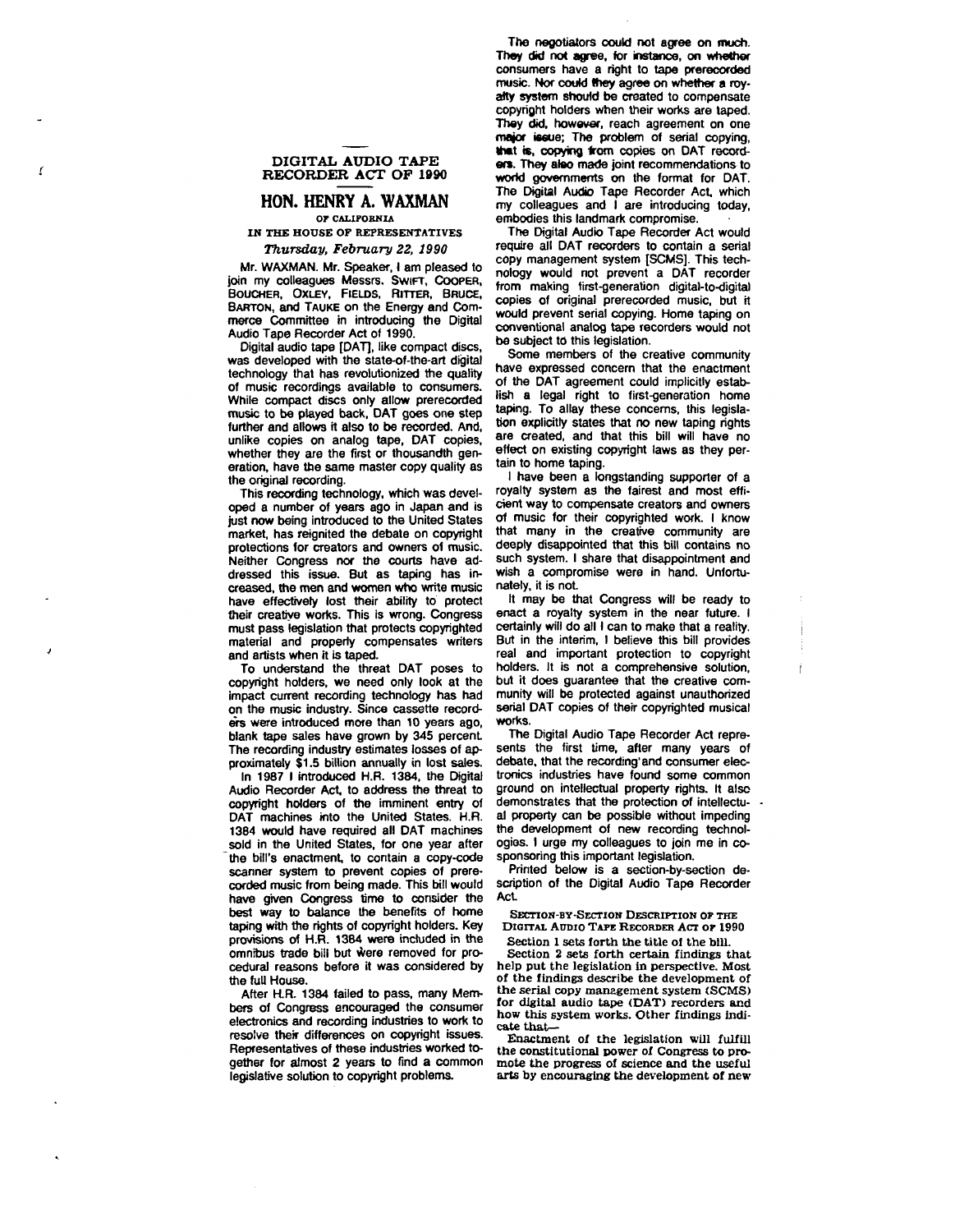## DIGITAL AUDIO TAPE RECORDER ACT OF 1990

### HON. HENRY A. WAXMAN

OF CALIFORNIA

IN THE HOUSE OF REPRESENTATIVES

*Thursday, February 22, 1990*

Mr. WAXMAN. Mr. Speaker, I am pleased to join my colleagues Messrs. SWIFT, COOPER, BOUCHER, OXLEY, FIELDS, RITTER, BRUCE, BARTON, and TAUKE on the Energy and Commerce Committee in introducing the Digital Audio Tape Recorder Act of 1990.

Digital audio tape [DAT], like compact discs, was developed with the state-of-the-art digital technology that has revolutionized the quality of music recordings available to consumers. While compact discs only allow prerecorded music to be played back, DAT goes one step further and allows it also to be recorded. And, unlike copies on analog tape, DAT copies, whether they are the first or thousandth generation, have the same master copy quality as the original recording.

This recording technology, which was developed a number of years ago in Japan and is just now being introduced to the United States market, has reignited the debate on copyright protections for creators and owners of music. Neither Congress nor the courts have addressed this issue. But as taping has increased, the men and women who write music have effectively lost their ability to protect their creative works. This is wrong. Congress must pass legislation that protects copyrighted material and properly compensates writers and artists when it is taped.

To understand the threat DAT poses to copyright holders, we need only look at the impact current recording technology has had on the music industry. Since cassette recorders were introduced more than 10 years ago, blank tape sales have grown by 345 percent. The recording industry estimates losses of approximately $1.5 billion annually in lost sales.

In 1987 I introduced H.R. 1384, the Digital Audio Recorder Act, to address the threat to copyright holders of the imminent entry of DAT machines into the United States. H.R. 1384 would have required all DAT machines sold in the United States, for one year after the bill's enactment, to contain a copy-code scanner system to prevent copies of prerecorded music from being made. This bill would have given Congress time to consider the best way to balance the benefits of home taping with the rights of copyright holders. Key provisions of H.R. 1384 were included in the omnibus trade bill but were removed for procedural reasons before it was considered by the full House.

After H.R. 1384 failed to pass, many Members of Congress encouraged the consumer electronics and recording industries to work to resolve their differences on copyright issues. Representatives of these industries worked together for almost 2 years to find a common legislative solution to copyright problems.

The negotiators could not agree on much. They did not agree, for instance, on whether consumers have a right to tape prerecorded music. Nor could they agree on whether a royalty system should be created to compensate copyright holders when their works are taped. They did, however, reach agreement on one major issue; The problem of serial copying, that is, copying from copies on DAT recorders. They also made joint recommendations to world governments on the format for DAT. The Digital Audio Tape Recorder Act, which my colleagues and I are introducing today, embodies this landmark compromise.

The Digital Audio Tape Recorder Act would require all DAT recorders to contain a serial copy management system [SCMS]. This technology would not prevent a DAT recorder from making first-generation digital-to-digital copies of original prerecorded music, but it would prevent serial copying. Home taping on conventional analog tape recorders would not be subject to this legislation.

Some members of the creative community have expressed concern that the enactment of the DAT agreement could implicitly establish a legal right to first-generation home taping. To allay these concerns, this legislation explicitly states that no new taping rights are created, and that this bill will have no effect on existing copyright laws as they pertain to home taping.

I have been a longstanding supporter of a royalty system as the fairest and most efficient way to compensate creators and owners of music for their copyrighted work. I know that many in the creative community are deeply disappointed that this bill contains no such system. I share that disappointment and wish a compromise were in hand. Unfortunately, it is not.

It may be that Congress will be ready to enact a royalty system in the near future. I certainly will do all I can to make that a reality. But in the interim, I believe this bill provides real and important protection to copyright holders. It is not a comprehensive solution, but it does guarantee that the creative community will be protected against unauthorized serial DAT copies of their copyrighted musical works.

The Digital Audio Tape Recorder Act represents the first time, after many years of debate, that the recording and consumer electronics industries have found some common ground on intellectual property rights. It also demonstrates that the protection of intellectual property can be possible without impeding the development of new recording technologies. I urge my colleagues to join me in cosponsoring this important legislation.

Printed below is a section-by-section description of the Digital Audio Tape Recorder Act.

SECTION-BY-SECTION DESCRIPTION OF THE DIGITAL AUDIO TAPE RECORDER ACT OF 1990

Section 1 sets forth the title of the bill.

Section 2 sets forth certain findings that help put the legislation in perspective. Most of the findings describe the development of the serial copy management system (SCMS) for digital audio tape (DAT) recorders and how this system works. Other findings indicate that—

Enactment of the legislation will fulfill the constitutional power of Congress to promote the progress of science and the useful arts by encouraging the development of new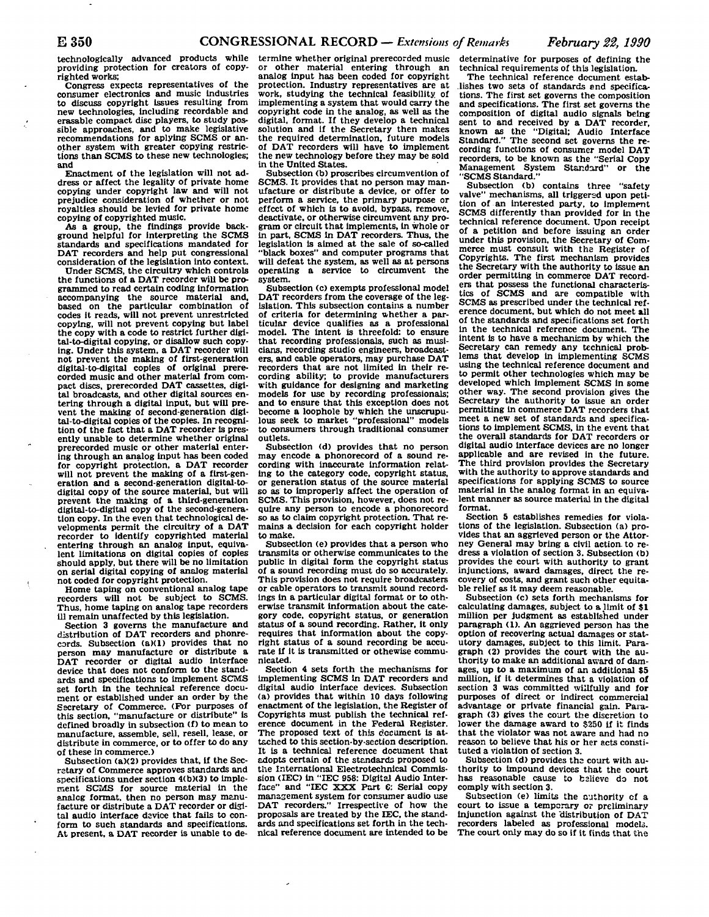technologically advanced products while providing protection for creators of copyrighted works;

Congress expects representatives of the consumer electronics and music industries to discuss copyright issues resulting from new technologies, including recordable and erasable compact disc players, to study possible approaches, and to make legislative recommendations for aplying SCMS or another system with greater copying restrictions than SCMS to these new technologies; and

Enactment of the legislation will not address or affect the legality of private home copying under copyright law and will not prejudice consideration of whether or not royalties should be levied for private home copying of copyrighted music.

As a group, the findings provide background helpful for interpreting the SCMS standards and specifications mandated for DAT recorders and help put congressional consideration of the legislation into context.

Under SCMS, the circuitry which controls the functions of a DAT recorder will be programmed to read certain coding information accompanying the source material and, based on the particular combination of codes it reads, will not prevent unrestricted copying, will not prevent copying but label the copy with a code to restrict further digital-to-digital copying, or disallow such copying. Under this system, a DAT recorder will not prevent the making of first-generation digital-to-digital copies of original prerecorded music and other material from compact discs, prerecorded DAT cassettes, digital broadcasts, and other digital sources entering through a digital input, but will prevent the making of second-generation digital-to-digital copies of the copies. In recognition of the fact that a DAT recorder is presently unable to determine whether original prerecorded music or other material entering through an analog input has been coded for copyright protection, a DAT recorder will not prevent the making of a first-generation and a second-generation digital-to-digital copy of the source material, but will prevent the making of a third-generation digital-to-digital copy of the second-generation copy. In the even that technological developments permit the circuitry of a DAT recorder to identify copyrighted material entering through an analog input, equivalent limitations on digital copies of copies should apply, but there will be no limitation on serial digital copying of analog material not coded for copyright protection.

Home taping on conventional analog tape recorders will not be subject to SCMS. Thus, home taping on analog tape recorders ill remain unaffected by this legislation.

Section 3 governs the manufacture and distribution of DAT recorders and phonorecords. Subsection (a)(1) provides that no person may manufacture or distribute a DAT recorder or digital audio interface device that does not conform to the standards and specifications to implement SCMS set forth in the technical reference document or established under an order by the Secretary of Commerce. (For purposes of this section, "manufacture or distribute" is defined broadly in subsection (f) to mean to manufacture, assemble, sell, resell, lease, or distribute in commerce, or to offer to do any of these in commerce.)

Subsection (a)(2) provides that, if the Secretary of Commerce approves standards and specifications under section 4(b)(3) to implement SCMS for source material in the analog format, then no person may manufacture or distribute a DAT recorder or digital audio interface device that fails to conform to such standards and specifications. At present, a DAT recorder is unable to determine whether original prerecorded music or other material entering through an analog input has been coded for copyright protection. Industry representatives are at work, studying the technical feasibility of implementing a system that would carry the copyright code in the analog, as well as the digital, format. If they develop a technical solution and if the Secretary then makes the required determination, future models of DAT recorders will have to implement the new technology before they may be sold in the United States.

Subsection (b) proscribes circumvention of SCMS. It provides that no person may manufacture or distribute a device, or offer to perform a service, the primary purpose or effect of which is to avoid, bypass, remove, deactivate, or otherwise circumvent any program or circuit that implements, in whole or in part, SCMS in DAT recorders. Thus, the legislation is aimed at the sale of so-called "black boxes" and computer programs that will defeat the system, as well as at persons operating a service to circumvent the system.

Subsection (c) exempts professional model DAT recorders from the coverage of the legislation. This subsection contains a number of criteria for determining whether a particular device qualifies as a professional model. The intent is threefold: to ensure that recording professionals, such as musicians, recording studio engineers, broadcasters, and cable operators, may purchase DAT recorders that are not limited in their recording ability; to provide manufacturers with guidance for designing and marketing models for use by recording professionals; and to ensure that this exception does not become a loophole by which the unscrupulous seek to market "professional" models to consumers through traditional consumer outlets.

Subsection (d) provides that no person may encode a phonorecord of a sound recording with inaccurate information relating to the category code, copyright status, or generation status of the source material so as to improperly affect the operation of SCMS. This provision, however, does not require any person to encode a phonorecord so as to claim copyright protection. That remains a decision for each copyright holder to make.

Subsection (e) provides that a person who transmits or otherwise communicates to the public in digital form the copyright status of a sound recording must do so accurately. This provision does not require broadcasters or cable operators to transmit sound recordings in a particular digital format or to otherwise transmit information about the category code, copyright status, or generation status of a sound recording. Rather, it only requires that information about the copyright status of a sound recording be accurate if it is transmitted or otherwise communicated.

Section 4 sets forth the mechanisms for implementing SCMS in DAT recorders and digital audio interface devices. Subsection (a) provides that within 10 days following enactment of the legislation, the Register of Copyrights must publish the technical reference document in the Federal Register. The proposed text of this document is attached to this section-by-section description. It is a technical reference document that adopts certain of the standards proposed to the International Electrotechnical Commission (IEC) in "IEC 958: Digital Audio Interface" and "IEC XXX Part 6: Serial copy management system for consumer audio use DAT recorders." Irrespective of how the proposals are treated by the IEC, the standards and specifications set forth in the technical reference document are intended to be determinative for purposes of defining the technical requirements of this legislation.

The technical reference document establishes two sets of standards and specifications. The first set governs the composition and specifications. The first set governs the composition of digital audio signals being sent to and received by a DAT recorder, known as the "Digital; Audio Interface Standard." The second set governs the recording functions of consumer model DAT recorders, to be known as the "Serial Copy Management System Standard" or the "SCMS Standard."

Subsection (b) contains three "safety valve" mechanisms, all triggered upon petition of an interested party, to implement SCMS differently than provided for in the technical reference document. Upon receipt of a petition and before issuing an order under this provision, the Secretary of Commerce must consult with the Register of Copyrights. The first mechanism provides the Secretary with the authority to issue an order permitting in commerce DAT recorders that possess the functional characteristics of SCMS and are compatible with SCMS as prescribed under the technical reference document, but which do not meet all of the standards and specifications set forth in the technical reference document. The intent is to have a mechanism by which the Secretary can remedy any technical problems that develop in implementing SCMS using the technical reference document and to permit other technologies which may be developed which implement SCMS in some other way. The second provision gives the Secretary the authority to issue an order permitting in commerce DAT recorders that meet a new set of standards and specifications to implement SCMS, in the event that the overall standards for DAT recorders or digital audio interface devices are no longer applicable and are revised in the future. The third provision provides the Secretary with the authority to approve standards and specifications for applying SCMS to source material in the analog format in an equivalent manner as source material in the digital format.

Section 5 establishes remedies for violations of the legislation. Subsection (a) provides that an aggrieved person or the Attorney General may bring a civil action to redress a violation of section 3. Subsection (b) provides the court with authority to grant injunctions, award damages, direct the recovery of costs, and grant such other equitable relief as it may deem reasonable.

Subsection (c) sets forth mechanisms for calculating damages, subject to a limit of $1 million per judgment as established under paragraph (1). An aggrieved person has the option of recovering actual damages or statutory damages, subject to this limit. Paragraph (2) provides the court with the authority to make an additional award of damages, up to a maximum of an additional $5 million, if it determines that a violation of section 3 was committed willfully and for purposes of direct or indirect commercial advantage or private financial gain. Paragraph (3) gives the court the discretion to lower the damage award to $250 if it finds that the violator was not aware and had no reason to believe that his or her acts constituted a violation of section 3.

Subsection (d) provides the court with authority to impound devices that the court has reasonable cause to believe do not comply with section 3.

Subsection (e) limits the authority of a court to issue a temporary or preliminary injunction against the distribution of DAT recorders labeled as professional models. The court only may do so if it finds that the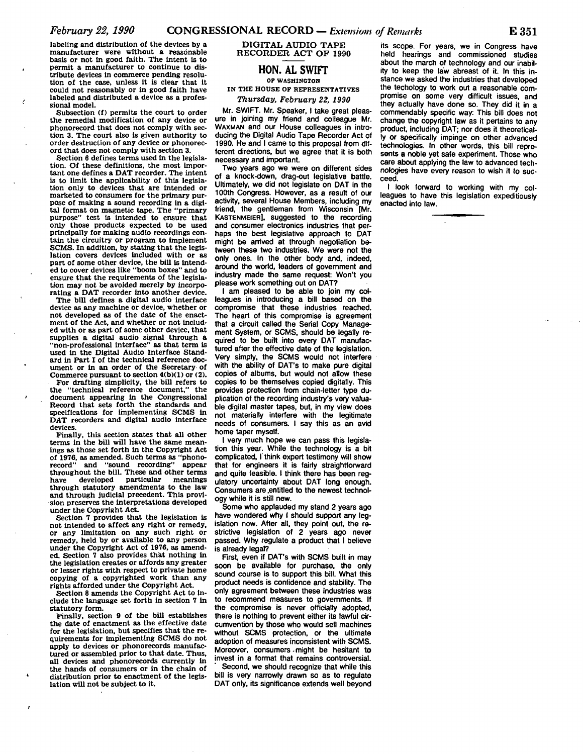labeling and distribution of the devices by a manufacturer were without a reasonable basis or not in good faith. The intent is to permit a manufacturer to continue to distribute devices in commerce pending resolution of the case, unless it is clear that it could not reasonably or in good faith have labeled and distributed a device as a professional model.

Subsection (f) permits the court to order the remedial modification of any device or phonorecord that does not comply with section 3. The court also is given authority to order destruction of any device or phonorecord that does not comply with section 3.

Section 6 defines terms used in the legislation. Of these definitions, the most important one defines a DAT recorder. The intent is to limit the applicability of this legislation only to devices that are intended or marketed to consumers for the primary purpose of making a sound recording in a digital format on magnetic tape. The "primary purpose" test is intended to ensure that only those products expected to be used principally for making audio recordings contain the circuitry or program to implement SCMS. In addition, by stating that the legislation covers devices included with or as part of some other device, the bill is intended to cover devices like "boom boxes" and to ensure that the requirements of the legislation may not be avoided merely by incorporating a DAT recorder into another device.

The bill defines a digital audio interface device as any machine or device, whether or not developed as of the date of the enactment of the Act, and whether or not included with or as part of some other device, that supplies a digital audio signal through a "non-professional interface" as that term is used in the Digital Audio Interface Standard in Part I of the technical reference document or in an order of the Secretary of Commerce pursuant to section 4(b)(1) or (2).

For drafting simplicity, the bill refers to the "technical reference document," the document appearing in the Congressional Record that sets forth the standards and specifications for implementing SCMS in DAT recorders and digital audio interface devices.

Finally, this section states that all other terms in the bill will have the same meanings as those set forth in the Copyright Act of 1976, as amended. Such terms as "phonorecord" and "sound recording" appear throughout the bill. These and other terms have developed particular meanings through statutory amendments to the law and through judicial precedent. This provision preserves the interpretations developed under the Copyright Act.

Section 7 provides that the legislation is not intended to affect any right or remedy, or any limitation on any such right or remedy, held by or available to any person under the Copyright Act of 1976, as amended. Section 7 also provides that nothing in the legislation creates or affords any greater or lesser rights with respect to private home copying of a copyrighted work than any rights afforded under the Copyright Act.

Section 8 amends the Copyright Act to include the language set forth in section 7 in statutory form.

Finally, section 9 of the bill establishes the date of enactment as the effective date for the legislation, but specifies that the requirements for implementing SCMS do not apply to devices or phonorecords manufactured or assembled prior to that date. Thus, all devices and phonorecords currently in the hands of consumers or in the chain of distribution prior to enactment of the legislation will not be subject to it.

## DIGITAL AUDIO TAPE RECORDER ACT OF 1990

### HON. AL SWIFT

OF WASHINGTON

IN THE HOUSE OF REPRESENTATIVES

*Thursday, February 22, 1990*

Mr. SWIFT. Mr. Speaker, I take great pleasure in joining my friend and colleague Mr. WAXMAN and our House colleagues in introducing the Digital Audio Tape Recorder Act of 1990. He and I came to this proposal from different directions, but we agree that it is both necessary and important.

Two years ago we were on different sides of a knock-down, drag-out legislative battle. Ultimately, we did not legislate on DAT in the 100th Congress. However, as a result of our activity, several House Members, including my friend, the gentleman from Wisconsin [Mr. KASTENMEIER], suggested to the recording and consumer electronics industries that perhaps the best legislative approach to DAT might be arrived at through negotiation between these two industries. We were not the only ones. In the other body and, indeed, around the world, leaders of government and industry made the same request: Won't you please work something out on DAT?

I am pleased to be able to join my colleagues in introducing a bill based on the compromise that these industries reached. The heart of this compromise is agreement that a circuit called the Serial Copy Management System, or SCMS, should be legally required to be built into every DAT manufactured after the effective date of the legislation. Very simply, the SCMS would not interfere with the ability of DAT's to make pure digital copies of albums, but would not allow these copies to be themselves copied digitally. This provides protection from chain-letter type duplication of the recording industry's very valuable digital master tapes, but, in my view does not materially interfere with the legitimate needs of consumers. I say this as an avid home taper myself.

I very much hope we can pass this legislation this year. While the technology is a bit complicated, I think expert testimony will show that for engineers it is fairly straightforward and quite feasible. I think there has been regulatory uncertainty about DAT long enough. Consumers are entitled to the newest technology while it is still new.

Some who applauded my stand 2 years ago have wondered why I should support any legislation now. After all, they point out, the restrictive legislation of 2 years ago never passed. Why regulate a product that I believe is already legal?

First, even if DAT's with SCMS built in may soon be available for purchase, the only sound course is to support this bill. What this product needs is confidence and stability. The only agreement between these industries was to recommend measures to governments. If the compromise is never officially adopted, there is nothing to prevent either its lawful circumvention by those who would sell machines without SCMS protection, or the ultimate adoption of measures inconsistent with SCMS. Moreover, consumers might be hesitant to invest in a format that remains controversial.

Second, we should recognize that while this bill is very narrowly drawn so as to regulate DAT only, its significance extends well beyond its scope. For years, we in Congress have held hearings and commissioned studies about the march of technology and our inability to keep the law abreast of it. In this instance we asked the industries that developed the techology to work out a reasonable compromise on some very difficult issues, and they actually have done so. They did it in a commendably specific way: This bill does not change the copyright law as it pertains to any product, including DAT; nor does it theoretically or specifically impinge on other advanced technologies. In other words, this bill represents a noble yet safe experiment. Those who care about applying the law to advanced technologies have every reason to wish it to succeed.

I look forward to working with my colleagues to have this legislation expeditiously enacted into law.